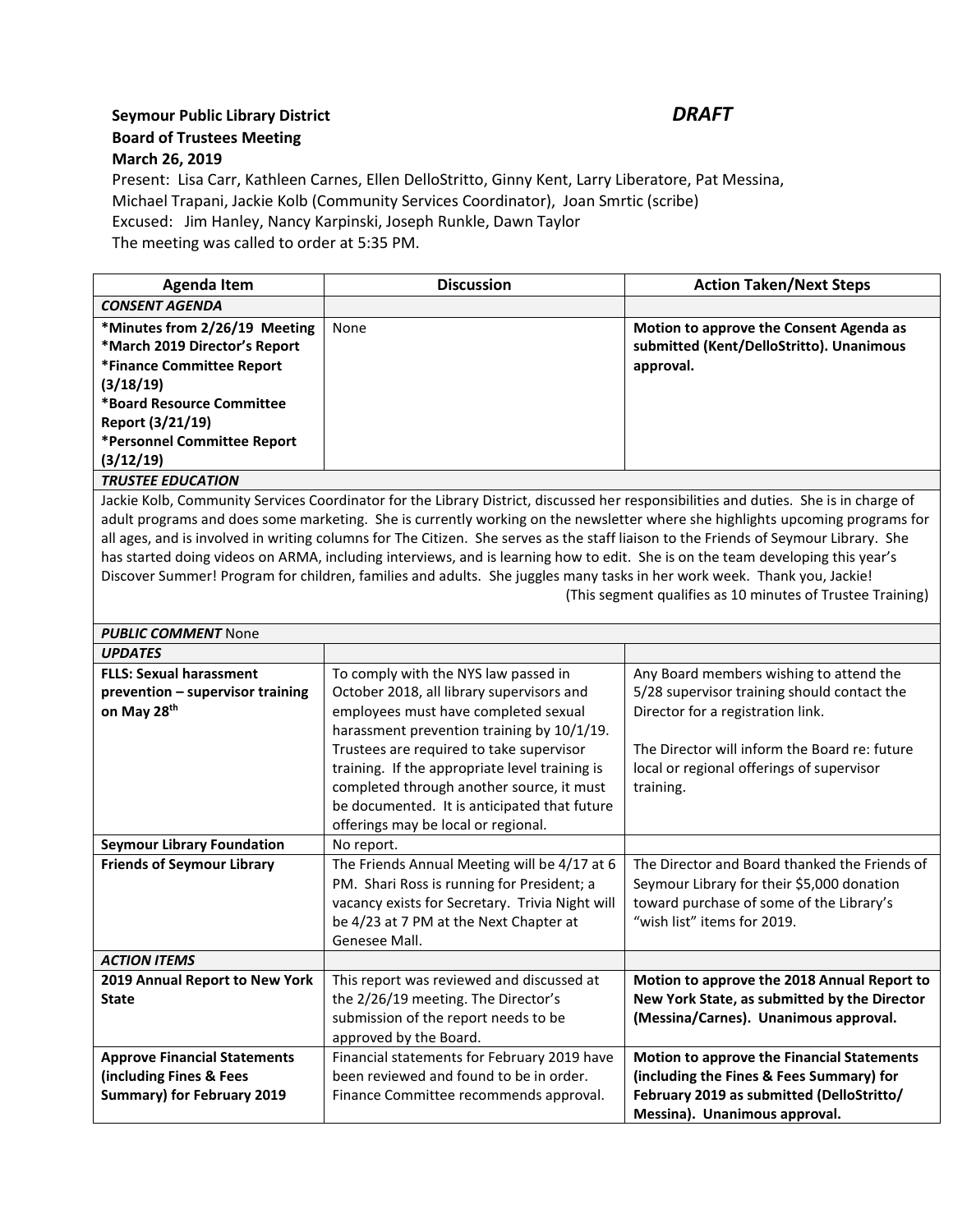**Seymour Public Library District** ***DRAFT***

**Board of Trustees Meeting**

**March 26, 2019**

Present: Lisa Carr, Kathleen Carnes, Ellen DelloStritto, Ginny Kent, Larry Liberatore, Pat Messina, Michael Trapani, Jackie Kolb (Community Services Coordinator), Joan Smrtic (scribe)

Excused: Jim Hanley, Nancy Karpinski, Joseph Runkle, Dawn Taylor

The meeting was called to order at 5:35 PM.

| Agenda Item | Discussion | Action Taken/Next Steps |
|---|---|---|
| ***CONSENT AGENDA*** | | |
| **\*Minutes from 2/26/19 Meeting**<br>**\*March 2019 Director's Report**<br>**\*Finance Committee Report (3/18/19)**<br>**\*Board Resource Committee Report (3/21/19)**<br>**\*Personnel Committee Report (3/12/19)** | None | **Motion to approve the Consent Agenda as submitted (Kent/DelloStritto). Unanimous approval.** |
| ***TRUSTEE EDUCATION*** | | |
| Jackie Kolb, Community Services Coordinator for the Library District, discussed her responsibilities and duties. She is in charge of adult programs and does some marketing. She is currently working on the newsletter where she highlights upcoming programs for all ages, and is involved in writing columns for The Citizen. She serves as the staff liaison to the Friends of Seymour Library. She has started doing videos on ARMA, including interviews, and is learning how to edit. She is on the team developing this year's Discover Summer! Program for children, families and adults. She juggles many tasks in her work week. Thank you, Jackie! (This segment qualifies as 10 minutes of Trustee Training) | | |
| ***PUBLIC COMMENT*** None | | |
| ***UPDATES*** | | |
| **FLLS: Sexual harassment prevention – supervisor training on May 28th** | To comply with the NYS law passed in October 2018, all library supervisors and employees must have completed sexual harassment prevention training by 10/1/19. Trustees are required to take supervisor training. If the appropriate level training is completed through another source, it must be documented. It is anticipated that future offerings may be local or regional. | Any Board members wishing to attend the 5/28 supervisor training should contact the Director for a registration link.<br><br>The Director will inform the Board re: future local or regional offerings of supervisor training. |
| **Seymour Library Foundation** | No report. | |
| **Friends of Seymour Library** | The Friends Annual Meeting will be 4/17 at 6 PM. Shari Ross is running for President; a vacancy exists for Secretary. Trivia Night will be 4/23 at 7 PM at the Next Chapter at Genesee Mall. | The Director and Board thanked the Friends of Seymour Library for their $5,000 donation toward purchase of some of the Library's "wish list" items for 2019. |
| ***ACTION ITEMS*** | | |
| **2019 Annual Report to New York State** | This report was reviewed and discussed at the 2/26/19 meeting. The Director's submission of the report needs to be approved by the Board. | **Motion to approve the 2018 Annual Report to New York State, as submitted by the Director (Messina/Carnes). Unanimous approval.** |
| **Approve Financial Statements (including Fines & Fees Summary) for February 2019** | Financial statements for February 2019 have been reviewed and found to be in order. Finance Committee recommends approval. | **Motion to approve the Financial Statements (including the Fines & Fees Summary) for February 2019 as submitted (DelloStritto/ Messina). Unanimous approval.** |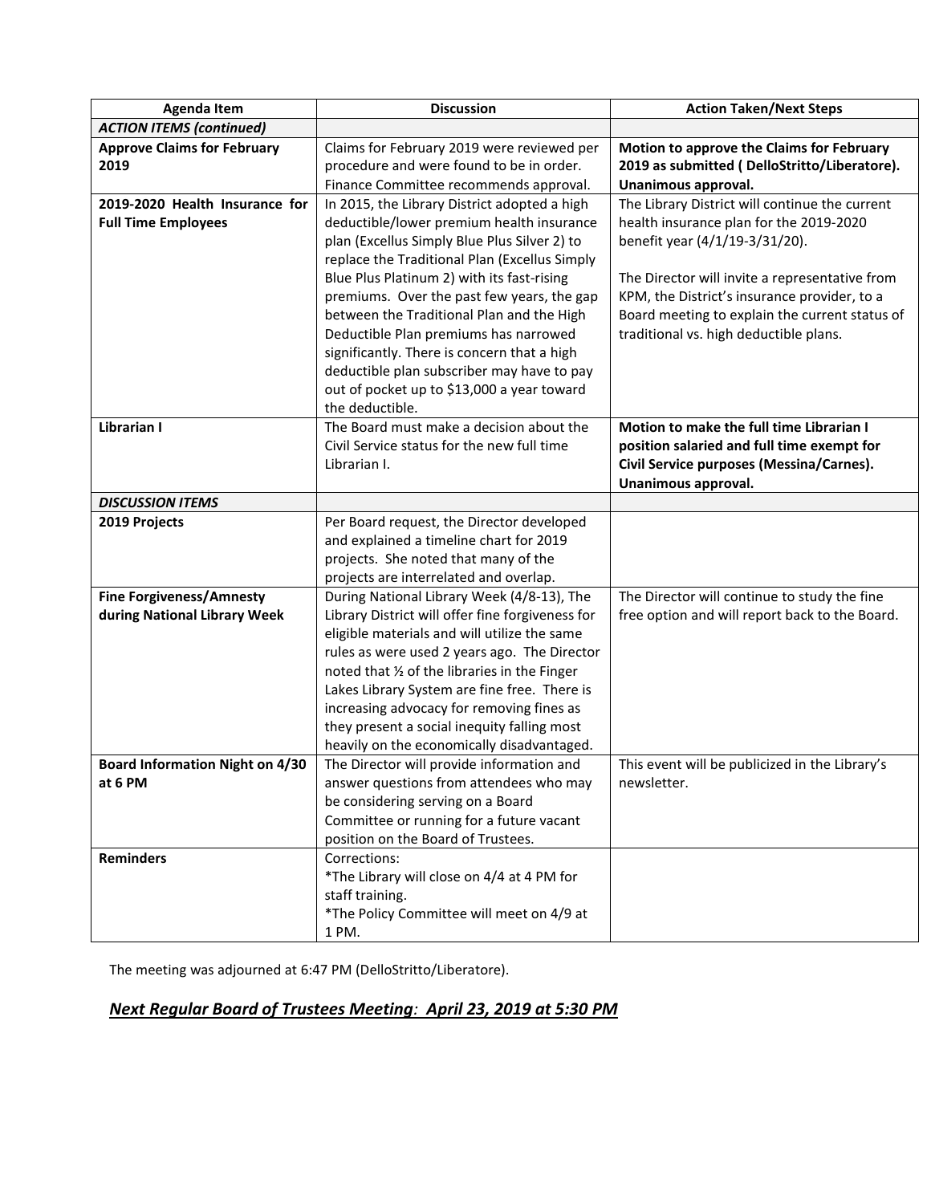| Agenda Item | Discussion | Action Taken/Next Steps |
|---|---|---|
| ***ACTION ITEMS (continued)*** | | |
| **Approve Claims for February 2019** | Claims for February 2019 were reviewed per procedure and were found to be in order. Finance Committee recommends approval. | **Motion to approve the Claims for February 2019 as submitted ( DelloStritto/Liberatore). Unanimous approval.** |
| **2019-2020 Health Insurance for Full Time Employees** | In 2015, the Library District adopted a high deductible/lower premium health insurance plan (Excellus Simply Blue Plus Silver 2) to replace the Traditional Plan (Excellus Simply Blue Plus Platinum 2) with its fast-rising premiums. Over the past few years, the gap between the Traditional Plan and the High Deductible Plan premiums has narrowed significantly. There is concern that a high deductible plan subscriber may have to pay out of pocket up to $13,000 a year toward the deductible. | The Library District will continue the current health insurance plan for the 2019-2020 benefit year (4/1/19-3/31/20).<br><br>The Director will invite a representative from KPM, the District's insurance provider, to a Board meeting to explain the current status of traditional vs. high deductible plans. |
| **Librarian I** | The Board must make a decision about the Civil Service status for the new full time Librarian I. | **Motion to make the full time Librarian I position salaried and full time exempt for Civil Service purposes (Messina/Carnes). Unanimous approval.** |
| ***DISCUSSION ITEMS*** | | |
| **2019 Projects** | Per Board request, the Director developed and explained a timeline chart for 2019 projects. She noted that many of the projects are interrelated and overlap. | |
| **Fine Forgiveness/Amnesty during National Library Week** | During National Library Week (4/8-13), The Library District will offer fine forgiveness for eligible materials and will utilize the same rules as were used 2 years ago. The Director noted that ½ of the libraries in the Finger Lakes Library System are fine free. There is increasing advocacy for removing fines as they present a social inequity falling most heavily on the economically disadvantaged. | The Director will continue to study the fine free option and will report back to the Board. |
| **Board Information Night on 4/30 at 6 PM** | The Director will provide information and answer questions from attendees who may be considering serving on a Board Committee or running for a future vacant position on the Board of Trustees. | This event will be publicized in the Library's newsletter. |
| **Reminders** | Corrections:<br>*The Library will close on 4/4 at 4 PM for staff training.<br>*The Policy Committee will meet on 4/9 at 1 PM. | |

The meeting was adjourned at 6:47 PM (DelloStritto/Liberatore).

***Next Regular Board of Trustees Meeting: April 23, 2019 at 5:30 PM***